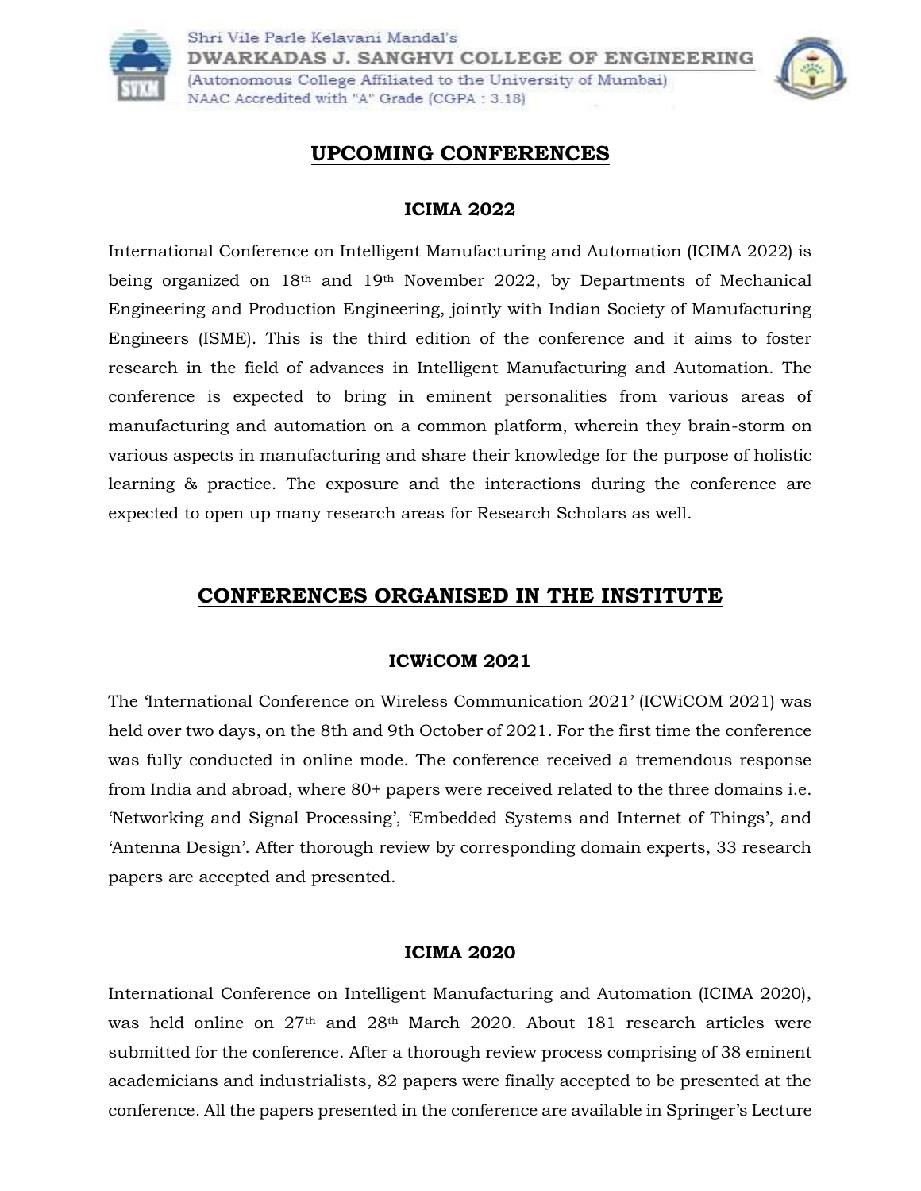Shri Vile Parle Kelavani Mandal's
**DWARKADAS J. SANGHVI COLLEGE OF ENGINEERING**
(Autonomous College Affiliated to the University of Mumbai)
NAAC Accredited with "A" Grade (CGPA : 3.18)

# UPCOMING CONFERENCES

### ICIMA 2022

International Conference on Intelligent Manufacturing and Automation (ICIMA 2022) is being organized on 18th and 19th November 2022, by Departments of Mechanical Engineering and Production Engineering, jointly with Indian Society of Manufacturing Engineers (ISME). This is the third edition of the conference and it aims to foster research in the field of advances in Intelligent Manufacturing and Automation. The conference is expected to bring in eminent personalities from various areas of manufacturing and automation on a common platform, wherein they brain-storm on various aspects in manufacturing and share their knowledge for the purpose of holistic learning & practice. The exposure and the interactions during the conference are expected to open up many research areas for Research Scholars as well.

# CONFERENCES ORGANISED IN THE INSTITUTE

### ICWiCOM 2021

The 'International Conference on Wireless Communication 2021' (ICWiCOM 2021) was held over two days, on the 8th and 9th October of 2021. For the first time the conference was fully conducted in online mode. The conference received a tremendous response from India and abroad, where 80+ papers were received related to the three domains i.e. 'Networking and Signal Processing', 'Embedded Systems and Internet of Things', and 'Antenna Design'. After thorough review by corresponding domain experts, 33 research papers are accepted and presented.

### ICIMA 2020

International Conference on Intelligent Manufacturing and Automation (ICIMA 2020), was held online on 27th and 28th March 2020. About 181 research articles were submitted for the conference. After a thorough review process comprising of 38 eminent academicians and industrialists, 82 papers were finally accepted to be presented at the conference. All the papers presented in the conference are available in Springer's Lecture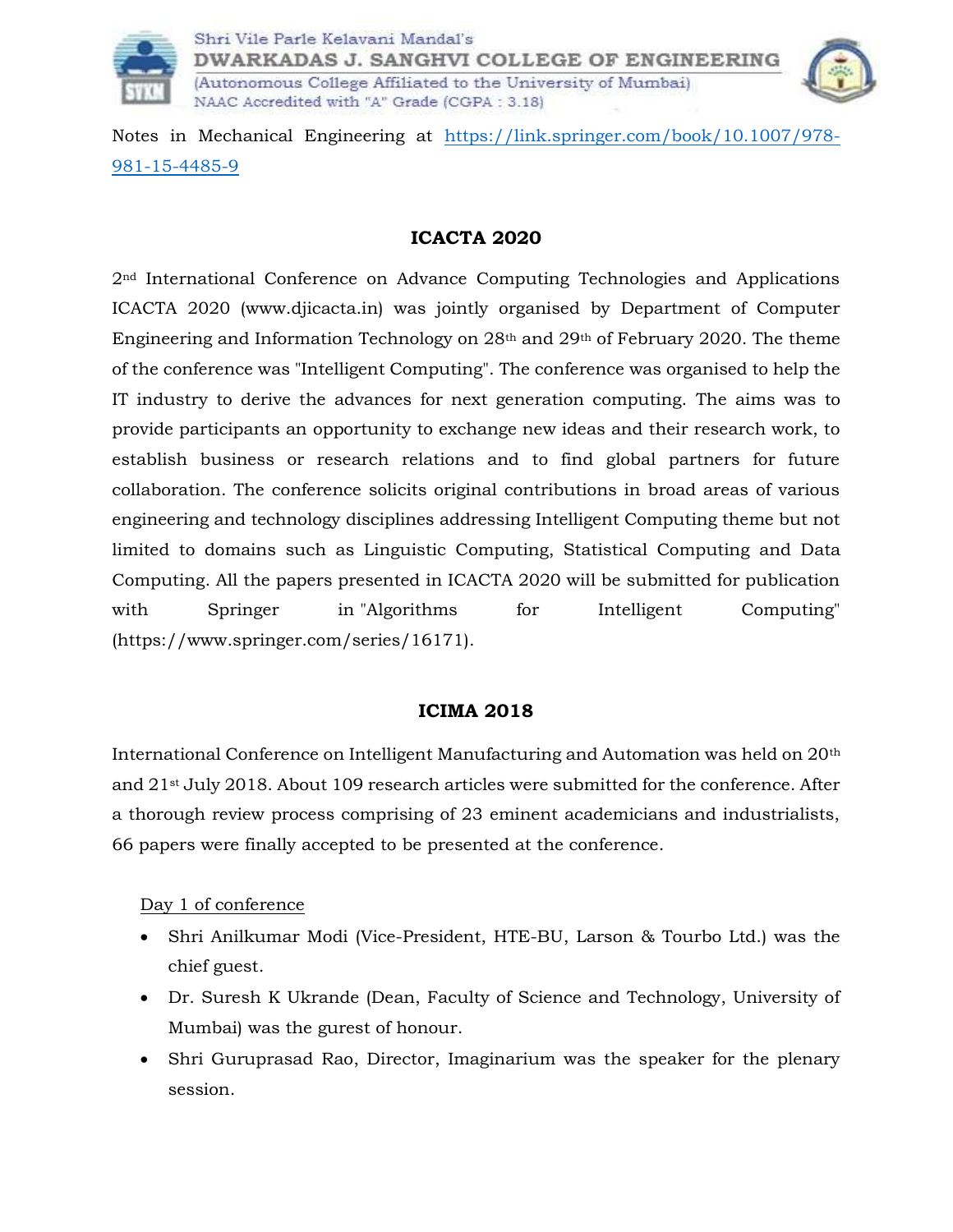Notes in Mechanical Engineering at [https://link.springer.com/book/10.1007/978-981-15-4485-9](https://link.springer.com/book/10.1007/978-981-15-4485-9)

## ICACTA 2020

2nd International Conference on Advance Computing Technologies and Applications ICACTA 2020 (www.djicacta.in) was jointly organised by Department of Computer Engineering and Information Technology on 28th and 29th of February 2020. The theme of the conference was "Intelligent Computing". The conference was organised to help the IT industry to derive the advances for next generation computing. The aims was to provide participants an opportunity to exchange new ideas and their research work, to establish business or research relations and to find global partners for future collaboration. The conference solicits original contributions in broad areas of various engineering and technology disciplines addressing Intelligent Computing theme but not limited to domains such as Linguistic Computing, Statistical Computing and Data Computing. All the papers presented in ICACTA 2020 will be submitted for publication with Springer in "Algorithms for Intelligent Computing" (https://www.springer.com/series/16171).

## ICIMA 2018

International Conference on Intelligent Manufacturing and Automation was held on 20th and 21st July 2018. About 109 research articles were submitted for the conference. After a thorough review process comprising of 23 eminent academicians and industrialists, 66 papers were finally accepted to be presented at the conference.

Day 1 of conference

- Shri Anilkumar Modi (Vice-President, HTE-BU, Larson & Tourbo Ltd.) was the chief guest.
- Dr. Suresh K Ukrande (Dean, Faculty of Science and Technology, University of Mumbai) was the gurest of honour.
- Shri Guruprasad Rao, Director, Imaginarium was the speaker for the plenary session.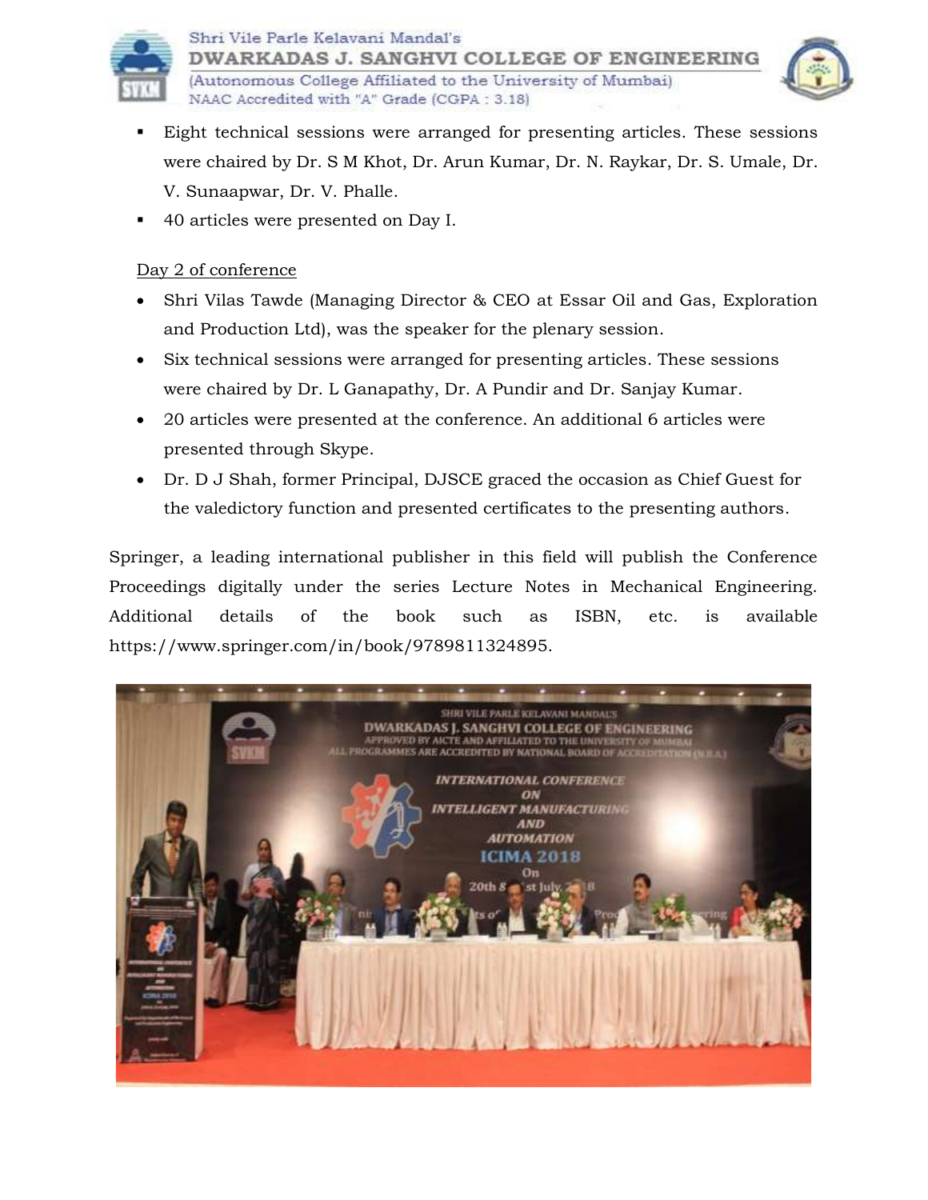- Eight technical sessions were arranged for presenting articles. These sessions were chaired by Dr. S M Khot, Dr. Arun Kumar, Dr. N. Raykar, Dr. S. Umale, Dr. V. Sunaapwar, Dr. V. Phalle.
- 40 articles were presented on Day I.

Day 2 of conference

- Shri Vilas Tawde (Managing Director & CEO at Essar Oil and Gas, Exploration and Production Ltd), was the speaker for the plenary session.
- Six technical sessions were arranged for presenting articles. These sessions were chaired by Dr. L Ganapathy, Dr. A Pundir and Dr. Sanjay Kumar.
- 20 articles were presented at the conference. An additional 6 articles were presented through Skype.
- Dr. D J Shah, former Principal, DJSCE graced the occasion as Chief Guest for the valedictory function and presented certificates to the presenting authors.

Springer, a leading international publisher in this field will publish the Conference Proceedings digitally under the series Lecture Notes in Mechanical Engineering. Additional details of the book such as ISBN, etc. is available https://www.springer.com/in/book/9789811324895.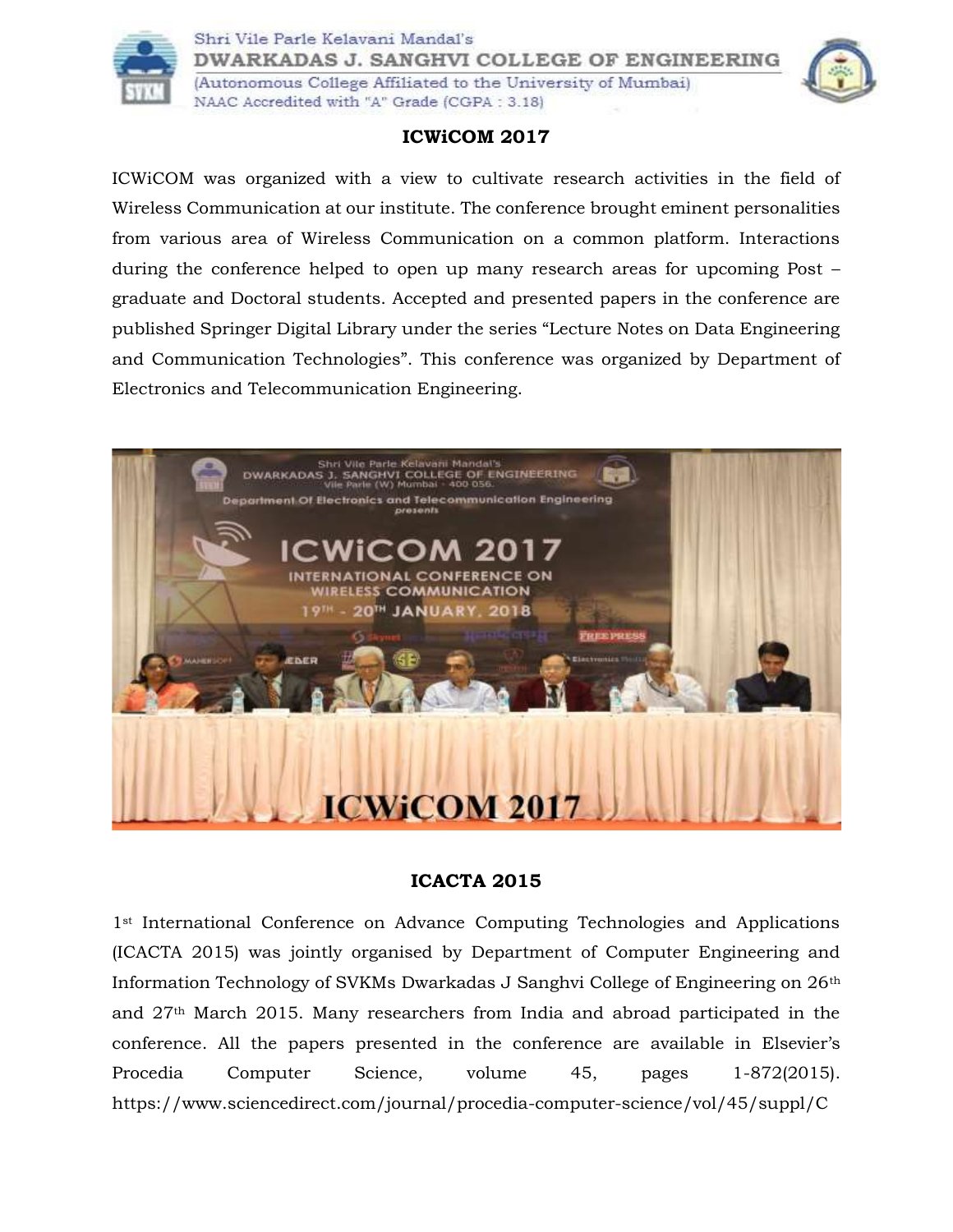## ICWiCOM 2017

ICWiCOM was organized with a view to cultivate research activities in the field of Wireless Communication at our institute. The conference brought eminent personalities from various area of Wireless Communication on a common platform. Interactions during the conference helped to open up many research areas for upcoming Post – graduate and Doctoral students. Accepted and presented papers in the conference are published Springer Digital Library under the series "Lecture Notes on Data Engineering and Communication Technologies". This conference was organized by Department of Electronics and Telecommunication Engineering.

## ICACTA 2015

1st International Conference on Advance Computing Technologies and Applications (ICACTA 2015) was jointly organised by Department of Computer Engineering and Information Technology of SVKMs Dwarkadas J Sanghvi College of Engineering on 26th and 27th March 2015. Many researchers from India and abroad participated in the conference. All the papers presented in the conference are available in Elsevier's Procedia Computer Science, volume 45, pages 1-872(2015). https://www.sciencedirect.com/journal/procedia-computer-science/vol/45/suppl/C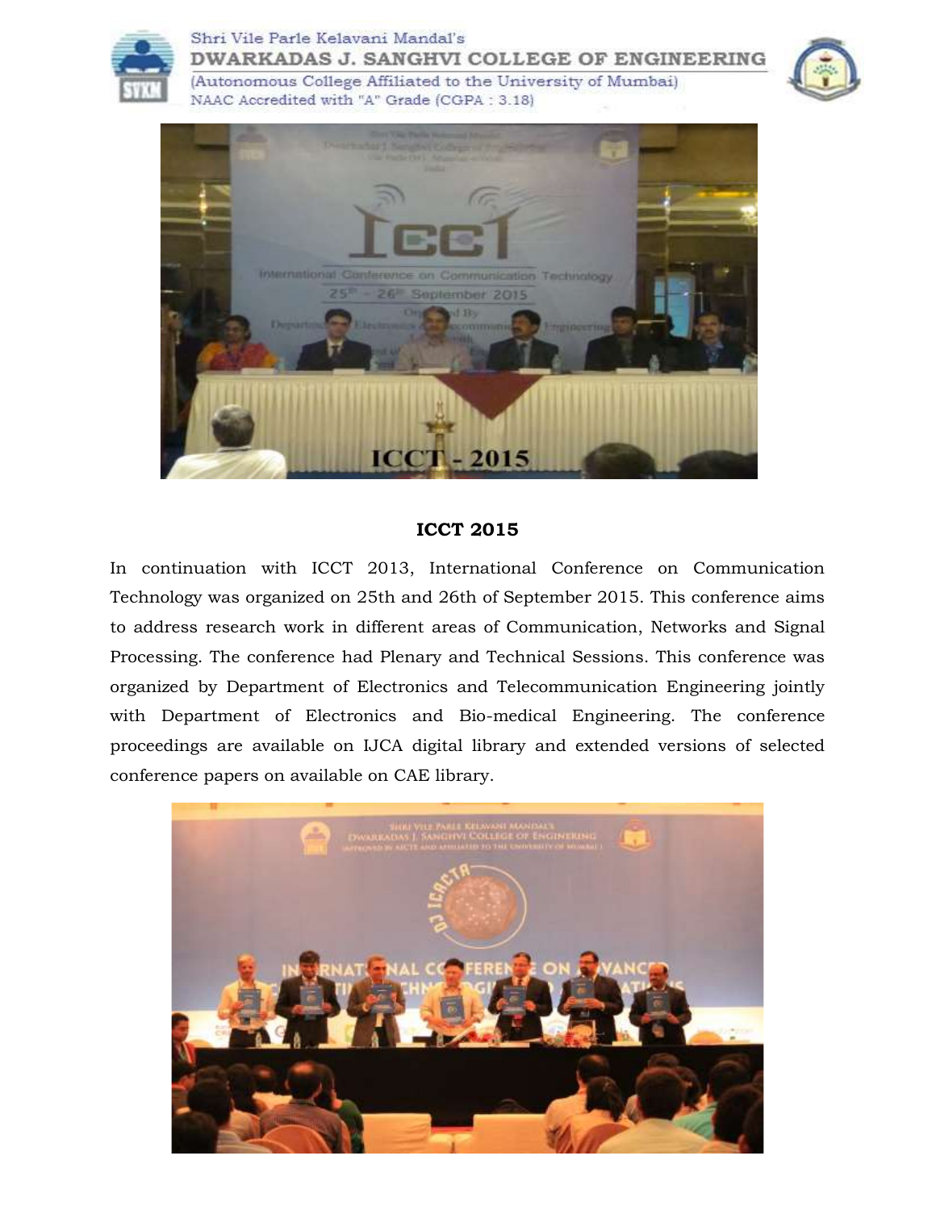## ICCT 2015

In continuation with ICCT 2013, International Conference on Communication Technology was organized on 25th and 26th of September 2015. This conference aims to address research work in different areas of Communication, Networks and Signal Processing. The conference had Plenary and Technical Sessions. This conference was organized by Department of Electronics and Telecommunication Engineering jointly with Department of Electronics and Bio-medical Engineering. The conference proceedings are available on IJCA digital library and extended versions of selected conference papers on available on CAE library.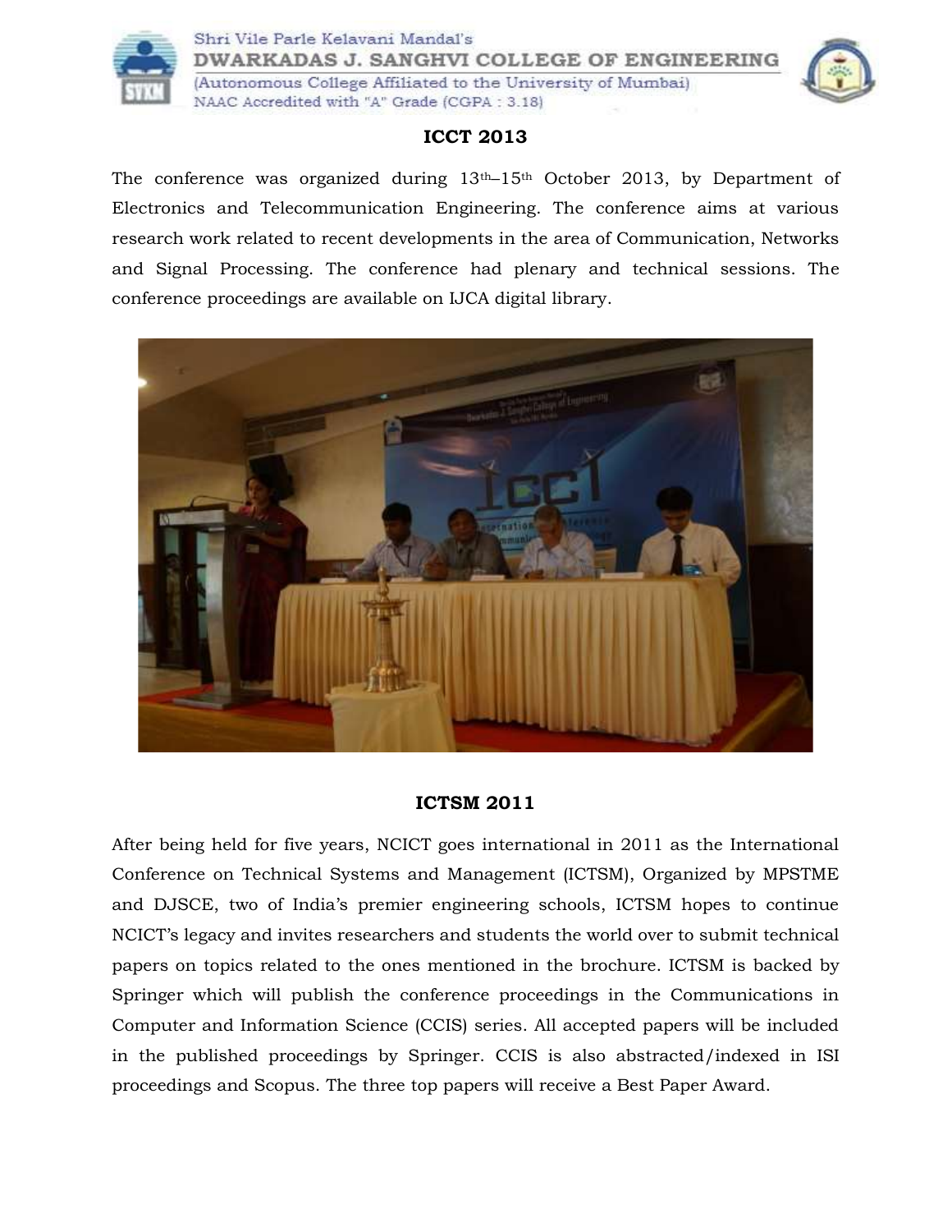## ICCT 2013

The conference was organized during 13th–15th October 2013, by Department of Electronics and Telecommunication Engineering. The conference aims at various research work related to recent developments in the area of Communication, Networks and Signal Processing. The conference had plenary and technical sessions. The conference proceedings are available on IJCA digital library.

## ICTSM 2011

After being held for five years, NCICT goes international in 2011 as the International Conference on Technical Systems and Management (ICTSM), Organized by MPSTME and DJSCE, two of India's premier engineering schools, ICTSM hopes to continue NCICT's legacy and invites researchers and students the world over to submit technical papers on topics related to the ones mentioned in the brochure. ICTSM is backed by Springer which will publish the conference proceedings in the Communications in Computer and Information Science (CCIS) series. All accepted papers will be included in the published proceedings by Springer. CCIS is also abstracted/indexed in ISI proceedings and Scopus. The three top papers will receive a Best Paper Award.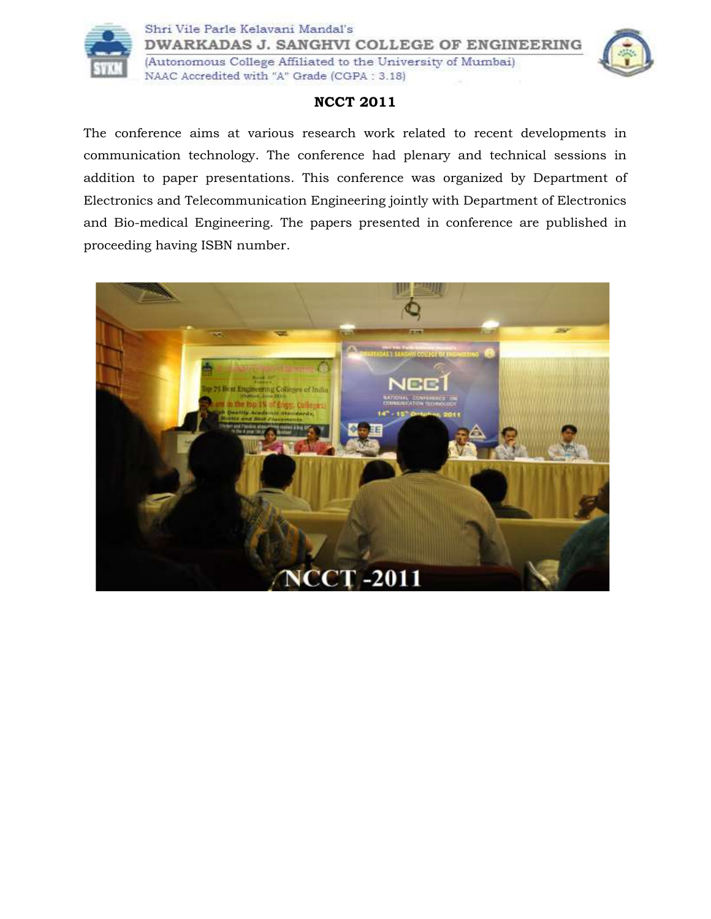## NCCT 2011

The conference aims at various research work related to recent developments in communication technology. The conference had plenary and technical sessions in addition to paper presentations. This conference was organized by Department of Electronics and Telecommunication Engineering jointly with Department of Electronics and Bio-medical Engineering. The papers presented in conference are published in proceeding having ISBN number.